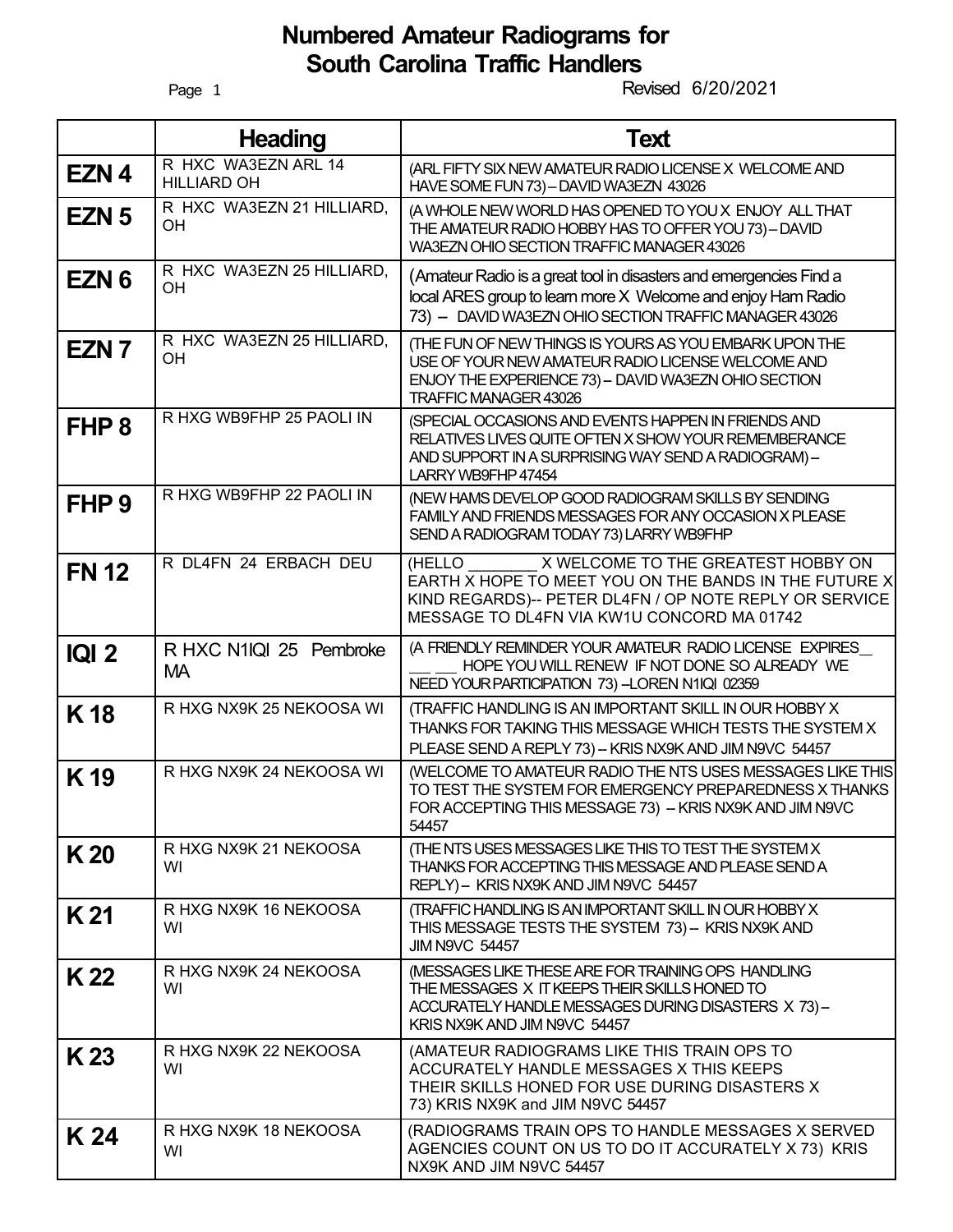# Numbered Amateur Radiograms for South Carolina Traffic Handlers

Revised 6/20/2021

| | Heading | Text |
|---|---|---|
| **EZN 4** | R HXC WA3EZN ARL 14 HILLIARD OH | (ARL FIFTY SIX NEW AMATEUR RADIO LICENSE X WELCOME AND HAVE SOME FUN 73) – DAVID WA3EZN 43026 |
| **EZN 5** | R HXC WA3EZN 21 HILLIARD, OH | (A WHOLE NEW WORLD HAS OPENED TO YOU X ENJOY ALL THAT THE AMATEUR RADIO HOBBY HAS TO OFFER YOU 73) – DAVID WA3EZN OHIO SECTION TRAFFIC MANAGER 43026 |
| **EZN 6** | R HXC WA3EZN 25 HILLIARD, OH | (Amateur Radio is a great tool in disasters and emergencies Find a local ARES group to learn more X Welcome and enjoy Ham Radio 73) – DAVID WA3EZN OHIO SECTION TRAFFIC MANAGER 43026 |
| **EZN 7** | R HXC WA3EZN 25 HILLIARD, OH | (THE FUN OF NEW THINGS IS YOURS AS YOU EMBARK UPON THE USE OF YOUR NEW AMATEUR RADIO LICENSE WELCOME AND ENJOY THE EXPERIENCE 73) – DAVID WA3EZN OHIO SECTION TRAFFIC MANAGER 43026 |
| **FHP 8** | R HXG WB9FHP 25 PAOLI IN | (SPECIAL OCCASIONS AND EVENTS HAPPEN IN FRIENDS AND RELATIVES LIVES QUITE OFTEN X SHOW YOUR REMEMBERANCE AND SUPPORT IN A SURPRISING WAY SEND A RADIOGRAM) – LARRY WB9FHP 47454 |
| **FHP 9** | R HXG WB9FHP 22 PAOLI IN | (NEW HAMS DEVELOP GOOD RADIOGRAM SKILLS BY SENDING FAMILY AND FRIENDS MESSAGES FOR ANY OCCASION X PLEASE SEND A RADIOGRAM TODAY 73) LARRY WB9FHP |
| **FN 12** | R DL4FN 24 ERBACH DEU | (HELLO ________ X WELCOME TO THE GREATEST HOBBY ON EARTH X HOPE TO MEET YOU ON THE BANDS IN THE FUTURE X KIND REGARDS)-- PETER DL4FN / OP NOTE REPLY OR SERVICE MESSAGE TO DL4FN VIA KW1U CONCORD MA 01742 |
| **IQI 2** | R HXC N1IQI 25 Pembroke MA | (A FRIENDLY REMINDER YOUR AMATEUR RADIO LICENSE EXPIRES__ __ __ HOPE YOU WILL RENEW IF NOT DONE SO ALREADY WE NEED YOUR PARTICIPATION 73) –LOREN N1IQI 02359 |
| **K 18** | R HXG NX9K 25 NEKOOSA WI | (TRAFFIC HANDLING IS AN IMPORTANT SKILL IN OUR HOBBY X THANKS FOR TAKING THIS MESSAGE WHICH TESTS THE SYSTEM X PLEASE SEND A REPLY 73) – KRIS NX9K AND JIM N9VC 54457 |
| **K 19** | R HXG NX9K 24 NEKOOSA WI | (WELCOME TO AMATEUR RADIO THE NTS USES MESSAGES LIKE THIS TO TEST THE SYSTEM FOR EMERGENCY PREPAREDNESS X THANKS FOR ACCEPTING THIS MESSAGE 73) – KRIS NX9K AND JIM N9VC 54457 |
| **K 20** | R HXG NX9K 21 NEKOOSA WI | (THE NTS USES MESSAGES LIKE THIS TO TEST THE SYSTEM X THANKS FOR ACCEPTING THIS MESSAGE AND PLEASE SEND A REPLY) – KRIS NX9K AND JIM N9VC 54457 |
| **K 21** | R HXG NX9K 16 NEKOOSA WI | (TRAFFIC HANDLING IS AN IMPORTANT SKILL IN OUR HOBBY X THIS MESSAGE TESTS THE SYSTEM 73) – KRIS NX9K AND JIM N9VC 54457 |
| **K 22** | R HXG NX9K 24 NEKOOSA WI | (MESSAGES LIKE THESE ARE FOR TRAINING OPS HANDLING THE MESSAGES X IT KEEPS THEIR SKILLS HONED TO ACCURATELY HANDLE MESSAGES DURING DISASTERS X 73) – KRIS NX9K AND JIM N9VC 54457 |
| **K 23** | R HXG NX9K 22 NEKOOSA WI | (AMATEUR RADIOGRAMS LIKE THIS TRAIN OPS TO ACCURATELY HANDLE MESSAGES X THIS KEEPS THEIR SKILLS HONED FOR USE DURING DISASTERS X 73) KRIS NX9K and JIM N9VC 54457 |
| **K 24** | R HXG NX9K 18 NEKOOSA WI | (RADIOGRAMS TRAIN OPS TO HANDLE MESSAGES X SERVED AGENCIES COUNT ON US TO DO IT ACCURATELY X 73) KRIS NX9K AND JIM N9VC 54457 |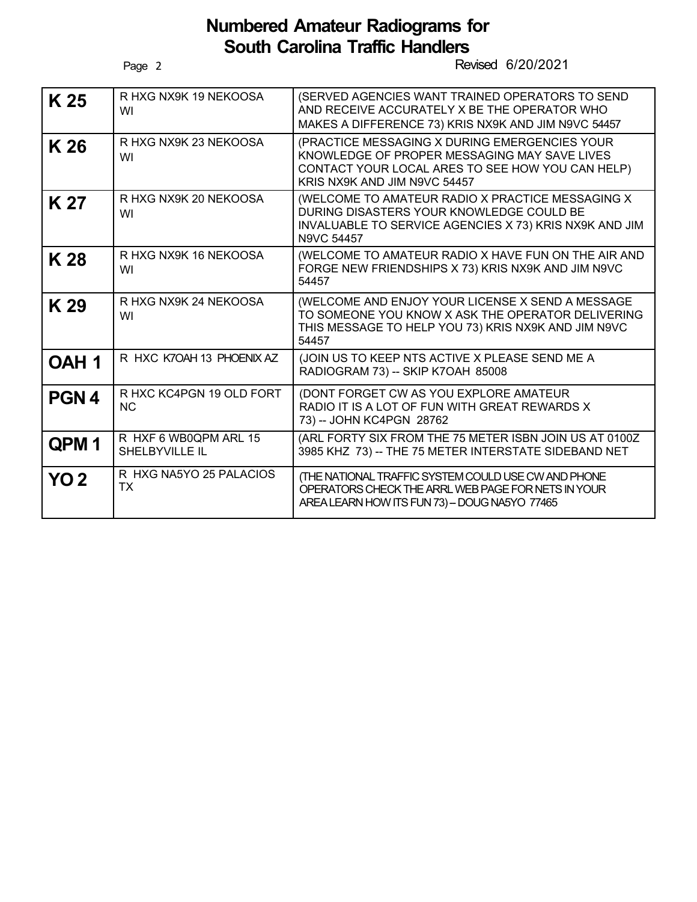# Numbered Amateur Radiograms for South Carolina Traffic Handlers

Revised 6/20/2021

| | | |
|---|---|---|
| **K 25** | R HXG NX9K 19 NEKOOSA WI | (SERVED AGENCIES WANT TRAINED OPERATORS TO SEND AND RECEIVE ACCURATELY X BE THE OPERATOR WHO MAKES A DIFFERENCE 73) KRIS NX9K AND JIM N9VC 54457 |
| **K 26** | R HXG NX9K 23 NEKOOSA WI | (PRACTICE MESSAGING X DURING EMERGENCIES YOUR KNOWLEDGE OF PROPER MESSAGING MAY SAVE LIVES CONTACT YOUR LOCAL ARES TO SEE HOW YOU CAN HELP) KRIS NX9K AND JIM N9VC 54457 |
| **K 27** | R HXG NX9K 20 NEKOOSA WI | (WELCOME TO AMATEUR RADIO X PRACTICE MESSAGING X DURING DISASTERS YOUR KNOWLEDGE COULD BE INVALUABLE TO SERVICE AGENCIES X 73) KRIS NX9K AND JIM N9VC 54457 |
| **K 28** | R HXG NX9K 16 NEKOOSA WI | (WELCOME TO AMATEUR RADIO X HAVE FUN ON THE AIR AND FORGE NEW FRIENDSHIPS X 73) KRIS NX9K AND JIM N9VC 54457 |
| **K 29** | R HXG NX9K 24 NEKOOSA WI | (WELCOME AND ENJOY YOUR LICENSE X SEND A MESSAGE TO SOMEONE YOU KNOW X ASK THE OPERATOR DELIVERING THIS MESSAGE TO HELP YOU 73) KRIS NX9K AND JIM N9VC 54457 |
| **OAH 1** | R HXC K7OAH 13 PHOENIX AZ | (JOIN US TO KEEP NTS ACTIVE X PLEASE SEND ME A RADIOGRAM 73) -- SKIP K7OAH 85008 |
| **PGN 4** | R HXC KC4PGN 19 OLD FORT NC | (DONT FORGET CW AS YOU EXPLORE AMATEUR RADIO IT IS A LOT OF FUN WITH GREAT REWARDS X 73) -- JOHN KC4PGN 28762 |
| **QPM 1** | R HXF 6 WB0QPM ARL 15 SHELBYVILLE IL | (ARL FORTY SIX FROM THE 75 METER ISBN JOIN US AT 0100Z 3985 KHZ 73) -- THE 75 METER INTERSTATE SIDEBAND NET |
| **YO 2** | R HXG NA5YO 25 PALACIOS TX | (THE NATIONAL TRAFFIC SYSTEM COULD USE CW AND PHONE OPERATORS CHECK THE ARRL WEB PAGE FOR NETS IN YOUR AREA LEARN HOW ITS FUN 73) – DOUG NA5YO 77465 |